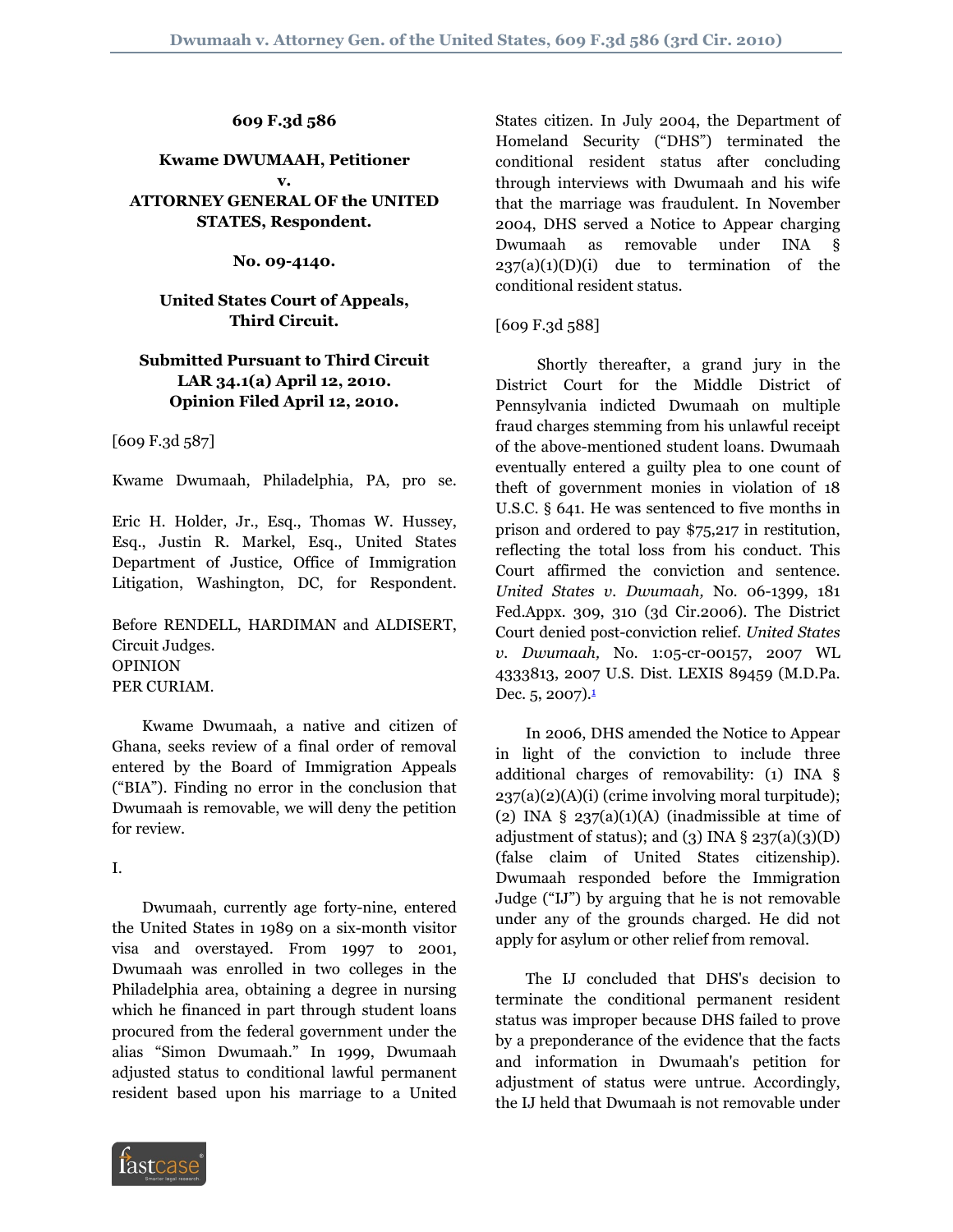**609 F.3d 586**

**Kwame DWUMAAH, Petitioner**
**v.**
**ATTORNEY GENERAL OF the UNITED STATES, Respondent.**

**No. 09-4140.**

**United States Court of Appeals, Third Circuit.**

**Submitted Pursuant to Third Circuit LAR 34.1(a) April 12, 2010. Opinion Filed April 12, 2010.**

[609 F.3d 587]

Kwame Dwumaah, Philadelphia, PA, pro se.

Eric H. Holder, Jr., Esq., Thomas W. Hussey, Esq., Justin R. Markel, Esq., United States Department of Justice, Office of Immigration Litigation, Washington, DC, for Respondent.

Before RENDELL, HARDIMAN and ALDISERT, Circuit Judges.
OPINION
PER CURIAM.

Kwame Dwumaah, a native and citizen of Ghana, seeks review of a final order of removal entered by the Board of Immigration Appeals ("BIA"). Finding no error in the conclusion that Dwumaah is removable, we will deny the petition for review.

I.

Dwumaah, currently age forty-nine, entered the United States in 1989 on a six-month visitor visa and overstayed. From 1997 to 2001, Dwumaah was enrolled in two colleges in the Philadelphia area, obtaining a degree in nursing which he financed in part through student loans procured from the federal government under the alias "Simon Dwumaah." In 1999, Dwumaah adjusted status to conditional lawful permanent resident based upon his marriage to a United States citizen. In July 2004, the Department of Homeland Security ("DHS") terminated the conditional resident status after concluding through interviews with Dwumaah and his wife that the marriage was fraudulent. In November 2004, DHS served a Notice to Appear charging Dwumaah as removable under INA § 237(a)(1)(D)(i) due to termination of the conditional resident status.

[609 F.3d 588]

Shortly thereafter, a grand jury in the District Court for the Middle District of Pennsylvania indicted Dwumaah on multiple fraud charges stemming from his unlawful receipt of the above-mentioned student loans. Dwumaah eventually entered a guilty plea to one count of theft of government monies in violation of 18 U.S.C. § 641. He was sentenced to five months in prison and ordered to pay $75,217 in restitution, reflecting the total loss from his conduct. This Court affirmed the conviction and sentence. *United States v. Dwumaah,* No. 06-1399, 181 Fed.Appx. 309, 310 (3d Cir.2006). The District Court denied post-conviction relief. *United States v. Dwumaah,* No. 1:05-cr-00157, 2007 WL 4333813, 2007 U.S. Dist. LEXIS 89459 (M.D.Pa. Dec. 5, 2007).[1]

In 2006, DHS amended the Notice to Appear in light of the conviction to include three additional charges of removability: (1) INA § 237(a)(2)(A)(i) (crime involving moral turpitude); (2) INA § 237(a)(1)(A) (inadmissible at time of adjustment of status); and (3) INA § 237(a)(3)(D) (false claim of United States citizenship). Dwumaah responded before the Immigration Judge ("IJ") by arguing that he is not removable under any of the grounds charged. He did not apply for asylum or other relief from removal.

The IJ concluded that DHS's decision to terminate the conditional permanent resident status was improper because DHS failed to prove by a preponderance of the evidence that the facts and information in Dwumaah's petition for adjustment of status were untrue. Accordingly, the IJ held that Dwumaah is not removable under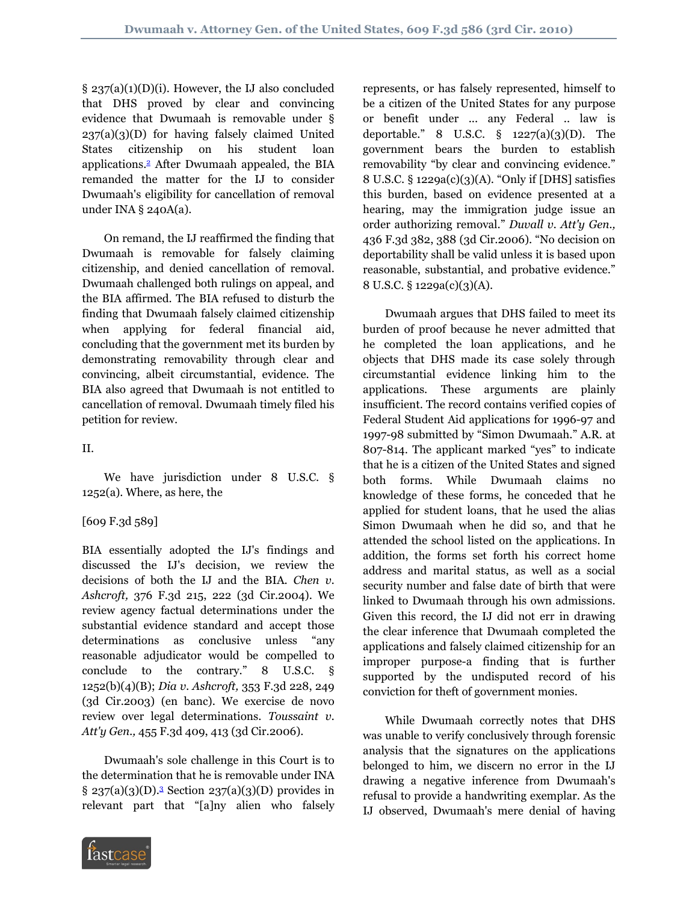§ 237(a)(1)(D)(i). However, the IJ also concluded that DHS proved by clear and convincing evidence that Dwumaah is removable under § 237(a)(3)(D) for having falsely claimed United States citizenship on his student loan applications.[2] After Dwumaah appealed, the BIA remanded the matter for the IJ to consider Dwumaah's eligibility for cancellation of removal under INA § 240A(a).

On remand, the IJ reaffirmed the finding that Dwumaah is removable for falsely claiming citizenship, and denied cancellation of removal. Dwumaah challenged both rulings on appeal, and the BIA affirmed. The BIA refused to disturb the finding that Dwumaah falsely claimed citizenship when applying for federal financial aid, concluding that the government met its burden by demonstrating removability through clear and convincing, albeit circumstantial, evidence. The BIA also agreed that Dwumaah is not entitled to cancellation of removal. Dwumaah timely filed his petition for review.

II.

We have jurisdiction under 8 U.S.C. § 1252(a). Where, as here, the

[609 F.3d 589]

BIA essentially adopted the IJ's findings and discussed the IJ's decision, we review the decisions of both the IJ and the BIA. *Chen v. Ashcroft,* 376 F.3d 215, 222 (3d Cir.2004). We review agency factual determinations under the substantial evidence standard and accept those determinations as conclusive unless "any reasonable adjudicator would be compelled to conclude to the contrary." 8 U.S.C. § 1252(b)(4)(B); *Dia v. Ashcroft,* 353 F.3d 228, 249 (3d Cir.2003) (en banc). We exercise de novo review over legal determinations. *Toussaint v. Att'y Gen.,* 455 F.3d 409, 413 (3d Cir.2006).

Dwumaah's sole challenge in this Court is to the determination that he is removable under INA § 237(a)(3)(D).[3] Section 237(a)(3)(D) provides in relevant part that "[a]ny alien who falsely represents, or has falsely represented, himself to be a citizen of the United States for any purpose or benefit under ... any Federal .. law is deportable." 8 U.S.C. § 1227(a)(3)(D). The government bears the burden to establish removability "by clear and convincing evidence." 8 U.S.C. § 1229a(c)(3)(A). "Only if [DHS] satisfies this burden, based on evidence presented at a hearing, may the immigration judge issue an order authorizing removal." *Duvall v. Att'y Gen.,* 436 F.3d 382, 388 (3d Cir.2006). "No decision on deportability shall be valid unless it is based upon reasonable, substantial, and probative evidence." 8 U.S.C. § 1229a(c)(3)(A).

Dwumaah argues that DHS failed to meet its burden of proof because he never admitted that he completed the loan applications, and he objects that DHS made its case solely through circumstantial evidence linking him to the applications. These arguments are plainly insufficient. The record contains verified copies of Federal Student Aid applications for 1996-97 and 1997-98 submitted by "Simon Dwumaah." A.R. at 807-814. The applicant marked "yes" to indicate that he is a citizen of the United States and signed both forms. While Dwumaah claims no knowledge of these forms, he conceded that he applied for student loans, that he used the alias Simon Dwumaah when he did so, and that he attended the school listed on the applications. In addition, the forms set forth his correct home address and marital status, as well as a social security number and false date of birth that were linked to Dwumaah through his own admissions. Given this record, the IJ did not err in drawing the clear inference that Dwumaah completed the applications and falsely claimed citizenship for an improper purpose-a finding that is further supported by the undisputed record of his conviction for theft of government monies.

While Dwumaah correctly notes that DHS was unable to verify conclusively through forensic analysis that the signatures on the applications belonged to him, we discern no error in the IJ drawing a negative inference from Dwumaah's refusal to provide a handwriting exemplar. As the IJ observed, Dwumaah's mere denial of having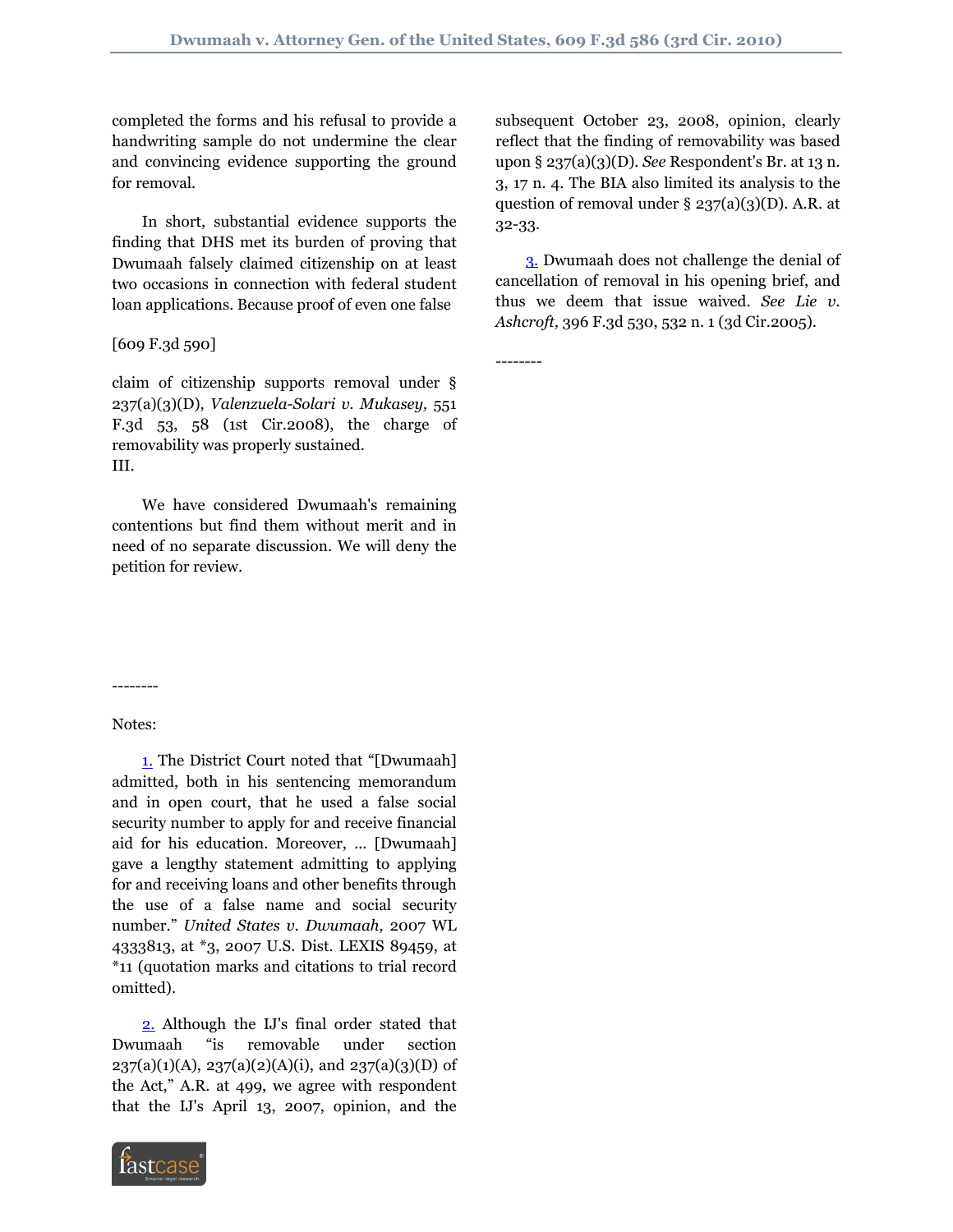completed the forms and his refusal to provide a handwriting sample do not undermine the clear and convincing evidence supporting the ground for removal.

In short, substantial evidence supports the finding that DHS met its burden of proving that Dwumaah falsely claimed citizenship on at least two occasions in connection with federal student loan applications. Because proof of even one false

[609 F.3d 590]

claim of citizenship supports removal under § 237(a)(3)(D), *Valenzuela-Solari v. Mukasey,* 551 F.3d 53, 58 (1st Cir.2008), the charge of removability was properly sustained.

III.

We have considered Dwumaah's remaining contentions but find them without merit and in need of no separate discussion. We will deny the petition for review.

--------

Notes:

1. The District Court noted that "[Dwumaah] admitted, both in his sentencing memorandum and in open court, that he used a false social security number to apply for and receive financial aid for his education. Moreover, ... [Dwumaah] gave a lengthy statement admitting to applying for and receiving loans and other benefits through the use of a false name and social security number." *United States v. Dwumaah,* 2007 WL 4333813, at *3, 2007 U.S. Dist. LEXIS 89459, at *11 (quotation marks and citations to trial record omitted).

2. Although the IJ's final order stated that Dwumaah "is removable under section 237(a)(1)(A), 237(a)(2)(A)(i), and 237(a)(3)(D) of the Act," A.R. at 499, we agree with respondent that the IJ's April 13, 2007, opinion, and the subsequent October 23, 2008, opinion, clearly reflect that the finding of removability was based upon § 237(a)(3)(D). *See* Respondent's Br. at 13 n. 3, 17 n. 4. The BIA also limited its analysis to the question of removal under § 237(a)(3)(D). A.R. at 32-33.

3. Dwumaah does not challenge the denial of cancellation of removal in his opening brief, and thus we deem that issue waived. *See Lie v. Ashcroft,* 396 F.3d 530, 532 n. 1 (3d Cir.2005).

--------